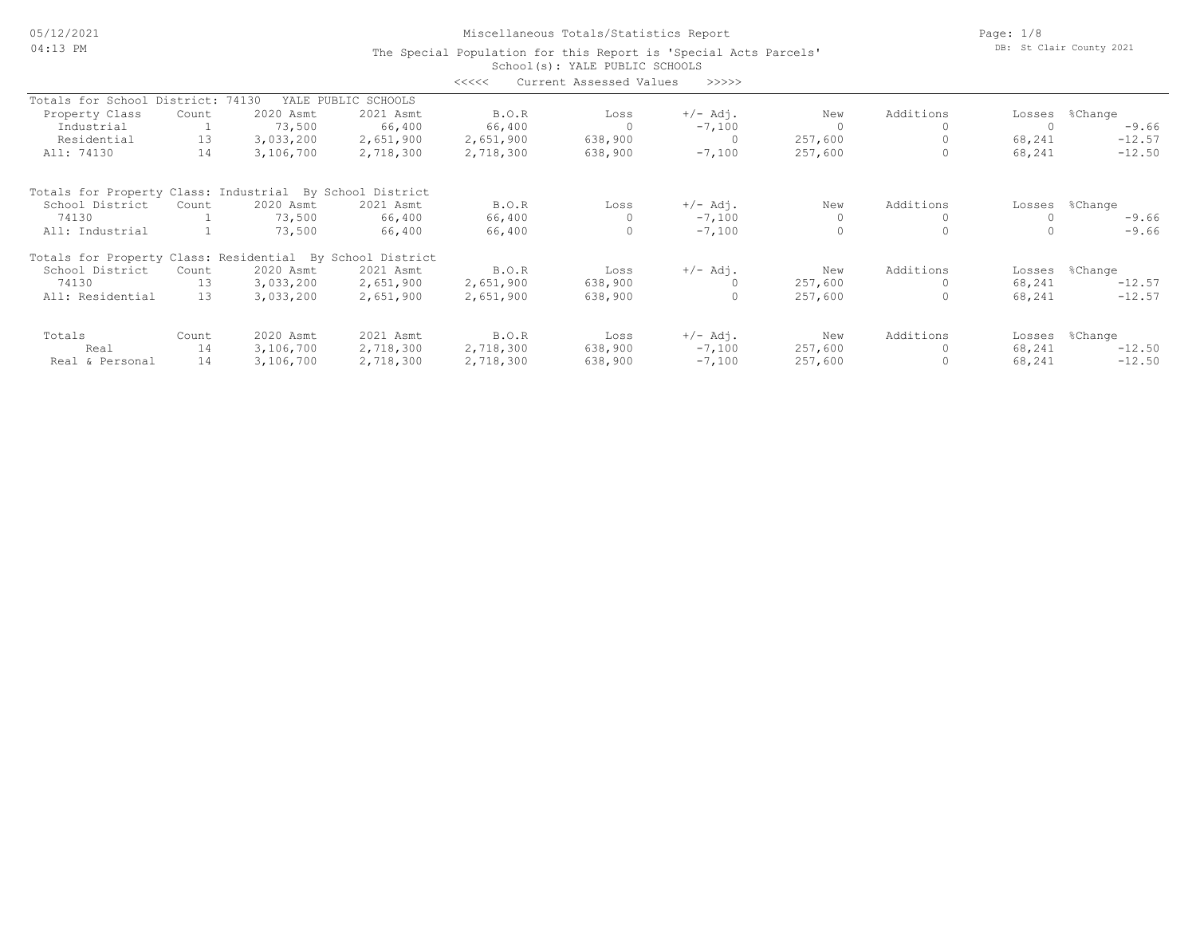# Miscellaneous Totals/Statistics Report

The Special Population for this Report is 'Special Acts Parcels'

School(s): YALE PUBLIC SCHOOLS

<<<<< Current Assessed Values >>>>>

## Totals for School District: 74130 YALE PUBLIC SCHOOLS

| Property Class | Count | 2020 Asmt | 2021 Asmt | B.O.R | Loss | +/- Adj. | New | Additions | Losses | %Change |
|---|---|---|---|---|---|---|---|---|---|---|
| Industrial | 1 | 73,500 | 66,400 | 66,400 | 0 | -7,100 | 0 | 0 | 0 | -9.66 |
| Residential | 13 | 3,033,200 | 2,651,900 | 2,651,900 | 638,900 | 0 | 257,600 | 0 | 68,241 | -12.57 |
| All: 74130 | 14 | 3,106,700 | 2,718,300 | 2,718,300 | 638,900 | -7,100 | 257,600 | 0 | 68,241 | -12.50 |

## Totals for Property Class: Industrial By School District

| School District | Count | 2020 Asmt | 2021 Asmt | B.O.R | Loss | +/- Adj. | New | Additions | Losses | %Change |
|---|---|---|---|---|---|---|---|---|---|---|
| 74130 | 1 | 73,500 | 66,400 | 66,400 | 0 | -7,100 | 0 | 0 | 0 | -9.66 |
| All: Industrial | 1 | 73,500 | 66,400 | 66,400 | 0 | -7,100 | 0 | 0 | 0 | -9.66 |

## Totals for Property Class: Residential By School District

| School District | Count | 2020 Asmt | 2021 Asmt | B.O.R | Loss | +/- Adj. | New | Additions | Losses | %Change |
|---|---|---|---|---|---|---|---|---|---|---|
| 74130 | 13 | 3,033,200 | 2,651,900 | 2,651,900 | 638,900 | 0 | 257,600 | 0 | 68,241 | -12.57 |
| All: Residential | 13 | 3,033,200 | 2,651,900 | 2,651,900 | 638,900 | 0 | 257,600 | 0 | 68,241 | -12.57 |

## Totals

| Totals | Count | 2020 Asmt | 2021 Asmt | B.O.R | Loss | +/- Adj. | New | Additions | Losses | %Change |
|---|---|---|---|---|---|---|---|---|---|---|
| Real | 14 | 3,106,700 | 2,718,300 | 2,718,300 | 638,900 | -7,100 | 257,600 | 0 | 68,241 | -12.50 |
| Real & Personal | 14 | 3,106,700 | 2,718,300 | 2,718,300 | 638,900 | -7,100 | 257,600 | 0 | 68,241 | -12.50 |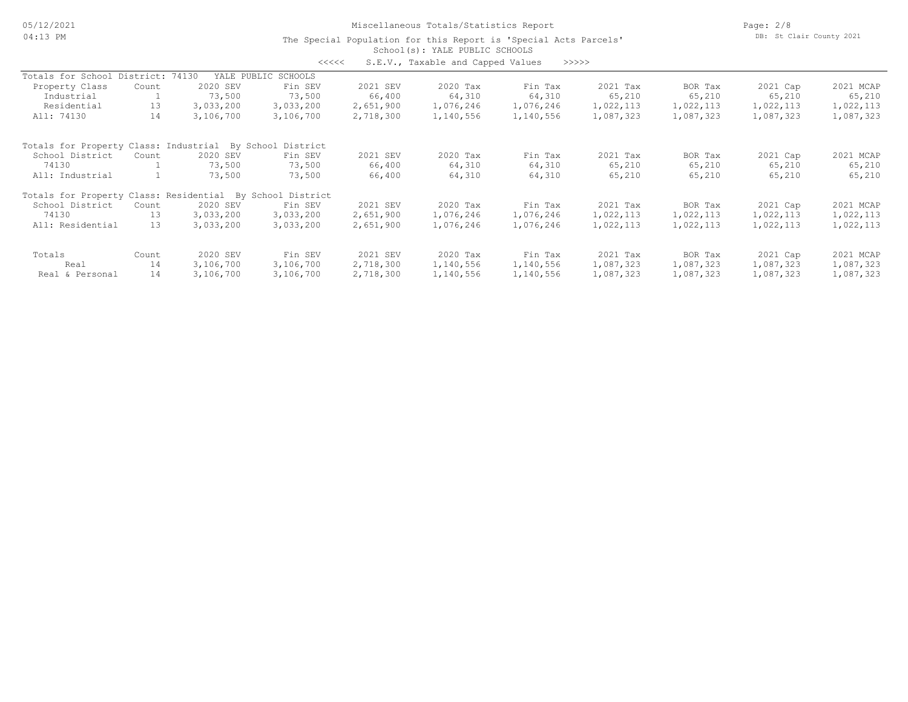Miscellaneous Totals/Statistics Report

The Special Population for this Report is 'Special Acts Parcels'

School(s): YALE PUBLIC SCHOOLS

<<<<< S.E.V., Taxable and Capped Values >>>>>

Totals for School District: 74130 YALE PUBLIC SCHOOLS

| Property Class | Count | 2020 SEV | Fin SEV | 2021 SEV | 2020 Tax | Fin Tax | 2021 Tax | BOR Tax | 2021 Cap | 2021 MCAP |
|---|---|---|---|---|---|---|---|---|---|---|
| Industrial | 1 | 73,500 | 73,500 | 66,400 | 64,310 | 64,310 | 65,210 | 65,210 | 65,210 | 65,210 |
| Residential | 13 | 3,033,200 | 3,033,200 | 2,651,900 | 1,076,246 | 1,076,246 | 1,022,113 | 1,022,113 | 1,022,113 | 1,022,113 |
| All: 74130 | 14 | 3,106,700 | 3,106,700 | 2,718,300 | 1,140,556 | 1,140,556 | 1,087,323 | 1,087,323 | 1,087,323 | 1,087,323 |

Totals for Property Class: Industrial By School District

| School District | Count | 2020 SEV | Fin SEV | 2021 SEV | 2020 Tax | Fin Tax | 2021 Tax | BOR Tax | 2021 Cap | 2021 MCAP |
|---|---|---|---|---|---|---|---|---|---|---|
| 74130 | 1 | 73,500 | 73,500 | 66,400 | 64,310 | 64,310 | 65,210 | 65,210 | 65,210 | 65,210 |
| All: Industrial | 1 | 73,500 | 73,500 | 66,400 | 64,310 | 64,310 | 65,210 | 65,210 | 65,210 | 65,210 |

Totals for Property Class: Residential By School District

| School District | Count | 2020 SEV | Fin SEV | 2021 SEV | 2020 Tax | Fin Tax | 2021 Tax | BOR Tax | 2021 Cap | 2021 MCAP |
|---|---|---|---|---|---|---|---|---|---|---|
| 74130 | 13 | 3,033,200 | 3,033,200 | 2,651,900 | 1,076,246 | 1,076,246 | 1,022,113 | 1,022,113 | 1,022,113 | 1,022,113 |
| All: Residential | 13 | 3,033,200 | 3,033,200 | 2,651,900 | 1,076,246 | 1,076,246 | 1,022,113 | 1,022,113 | 1,022,113 | 1,022,113 |

| Totals | Count | 2020 SEV | Fin SEV | 2021 SEV | 2020 Tax | Fin Tax | 2021 Tax | BOR Tax | 2021 Cap | 2021 MCAP |
|---|---|---|---|---|---|---|---|---|---|---|
| Real | 14 | 3,106,700 | 3,106,700 | 2,718,300 | 1,140,556 | 1,140,556 | 1,087,323 | 1,087,323 | 1,087,323 | 1,087,323 |
| Real & Personal | 14 | 3,106,700 | 3,106,700 | 2,718,300 | 1,140,556 | 1,140,556 | 1,087,323 | 1,087,323 | 1,087,323 | 1,087,323 |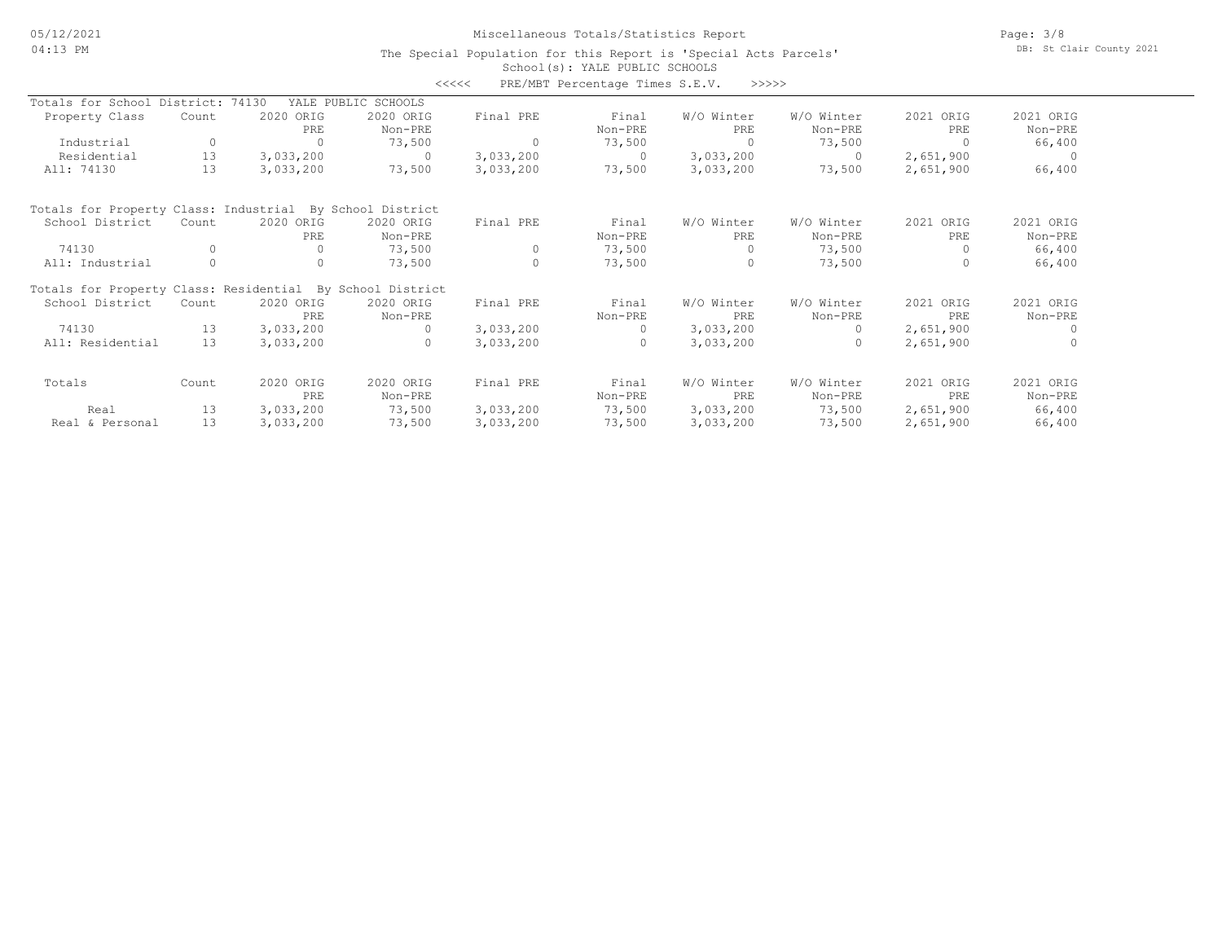Miscellaneous Totals/Statistics Report

The Special Population for this Report is 'Special Acts Parcels'

School(s): YALE PUBLIC SCHOOLS

<<<<< PRE/MBT Percentage Times S.E.V. >>>>>

Totals for School District: 74130 YALE PUBLIC SCHOOLS

| Property Class | Count | 2020 ORIG PRE | 2020 ORIG Non-PRE | Final PRE | Final Non-PRE | W/O Winter PRE | W/O Winter Non-PRE | 2021 ORIG PRE | 2021 ORIG Non-PRE |
|---|---|---|---|---|---|---|---|---|---|
| Industrial | 0 | 0 | 73,500 | 0 | 73,500 | 0 | 73,500 | 0 | 66,400 |
| Residential | 13 | 3,033,200 | 0 | 3,033,200 | 0 | 3,033,200 | 0 | 2,651,900 | 0 |
| All: 74130 | 13 | 3,033,200 | 73,500 | 3,033,200 | 73,500 | 3,033,200 | 73,500 | 2,651,900 | 66,400 |

Totals for Property Class: Industrial By School District

| School District | Count | 2020 ORIG PRE | 2020 ORIG Non-PRE | Final PRE | Final Non-PRE | W/O Winter PRE | W/O Winter Non-PRE | 2021 ORIG PRE | 2021 ORIG Non-PRE |
|---|---|---|---|---|---|---|---|---|---|
| 74130 | 0 | 0 | 73,500 | 0 | 73,500 | 0 | 73,500 | 0 | 66,400 |
| All: Industrial | 0 | 0 | 73,500 | 0 | 73,500 | 0 | 73,500 | 0 | 66,400 |

Totals for Property Class: Residential By School District

| School District | Count | 2020 ORIG PRE | 2020 ORIG Non-PRE | Final PRE | Final Non-PRE | W/O Winter PRE | W/O Winter Non-PRE | 2021 ORIG PRE | 2021 ORIG Non-PRE |
|---|---|---|---|---|---|---|---|---|---|
| 74130 | 13 | 3,033,200 | 0 | 3,033,200 | 0 | 3,033,200 | 0 | 2,651,900 | 0 |
| All: Residential | 13 | 3,033,200 | 0 | 3,033,200 | 0 | 3,033,200 | 0 | 2,651,900 | 0 |

| Totals | Count | 2020 ORIG PRE | 2020 ORIG Non-PRE | Final PRE | Final Non-PRE | W/O Winter PRE | W/O Winter Non-PRE | 2021 ORIG PRE | 2021 ORIG Non-PRE |
|---|---|---|---|---|---|---|---|---|---|
| Real | 13 | 3,033,200 | 73,500 | 3,033,200 | 73,500 | 3,033,200 | 73,500 | 2,651,900 | 66,400 |
| Real & Personal | 13 | 3,033,200 | 73,500 | 3,033,200 | 73,500 | 3,033,200 | 73,500 | 2,651,900 | 66,400 |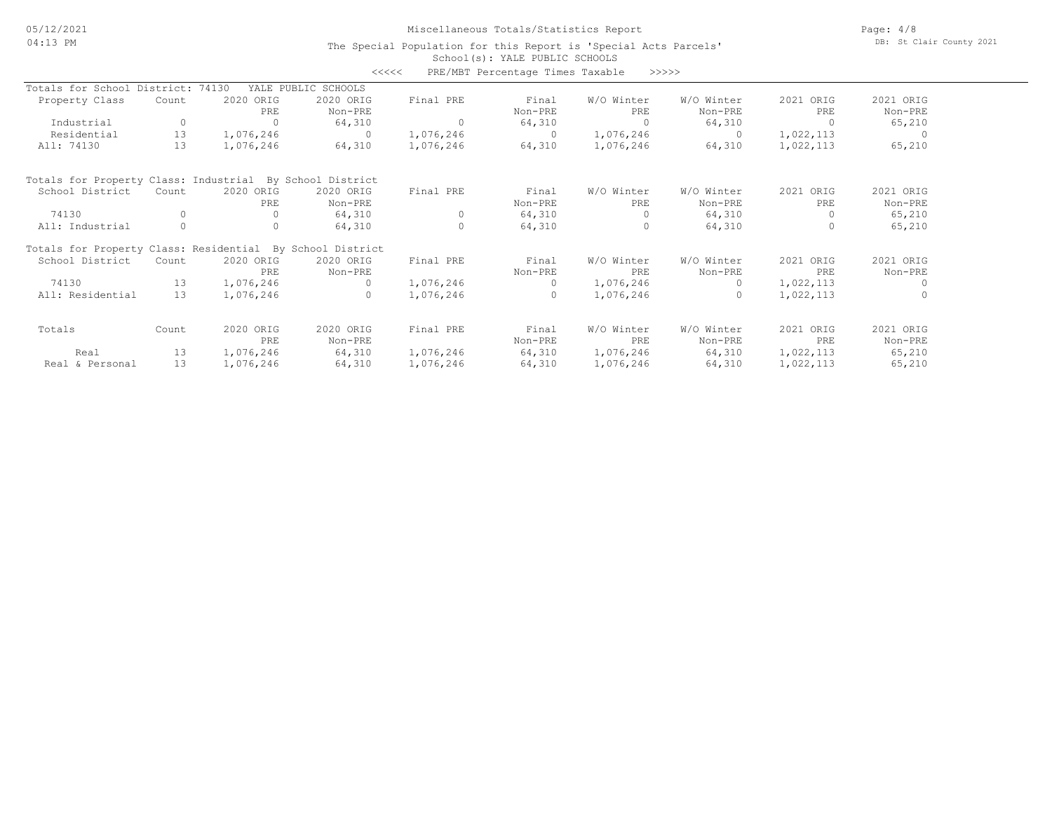Miscellaneous Totals/Statistics Report

The Special Population for this Report is 'Special Acts Parcels'

School(s): YALE PUBLIC SCHOOLS

<<<<< PRE/MBT Percentage Times Taxable >>>>>

Totals for School District: 74130 YALE PUBLIC SCHOOLS

| Property Class | Count | 2020 ORIG PRE | 2020 ORIG Non-PRE | Final PRE | Final Non-PRE | W/O Winter PRE | W/O Winter Non-PRE | 2021 ORIG PRE | 2021 ORIG Non-PRE |
|---|---|---|---|---|---|---|---|---|---|
| Industrial | 0 | 0 | 64,310 | 0 | 64,310 | 0 | 64,310 | 0 | 65,210 |
| Residential | 13 | 1,076,246 | 0 | 1,076,246 | 0 | 1,076,246 | 0 | 1,022,113 | 0 |
| All: 74130 | 13 | 1,076,246 | 64,310 | 1,076,246 | 64,310 | 1,076,246 | 64,310 | 1,022,113 | 65,210 |

Totals for Property Class: Industrial By School District

| School District | Count | 2020 ORIG PRE | 2020 ORIG Non-PRE | Final PRE | Final Non-PRE | W/O Winter PRE | W/O Winter Non-PRE | 2021 ORIG PRE | 2021 ORIG Non-PRE |
|---|---|---|---|---|---|---|---|---|---|
| 74130 | 0 | 0 | 64,310 | 0 | 64,310 | 0 | 64,310 | 0 | 65,210 |
| All: Industrial | 0 | 0 | 64,310 | 0 | 64,310 | 0 | 64,310 | 0 | 65,210 |

Totals for Property Class: Residential By School District

| School District | Count | 2020 ORIG PRE | 2020 ORIG Non-PRE | Final PRE | Final Non-PRE | W/O Winter PRE | W/O Winter Non-PRE | 2021 ORIG PRE | 2021 ORIG Non-PRE |
|---|---|---|---|---|---|---|---|---|---|
| 74130 | 13 | 1,076,246 | 0 | 1,076,246 | 0 | 1,076,246 | 0 | 1,022,113 | 0 |
| All: Residential | 13 | 1,076,246 | 0 | 1,076,246 | 0 | 1,076,246 | 0 | 1,022,113 | 0 |

| Totals | Count | 2020 ORIG PRE | 2020 ORIG Non-PRE | Final PRE | Final Non-PRE | W/O Winter PRE | W/O Winter Non-PRE | 2021 ORIG PRE | 2021 ORIG Non-PRE |
|---|---|---|---|---|---|---|---|---|---|
| Real | 13 | 1,076,246 | 64,310 | 1,076,246 | 64,310 | 1,076,246 | 64,310 | 1,022,113 | 65,210 |
| Real & Personal | 13 | 1,076,246 | 64,310 | 1,076,246 | 64,310 | 1,076,246 | 64,310 | 1,022,113 | 65,210 |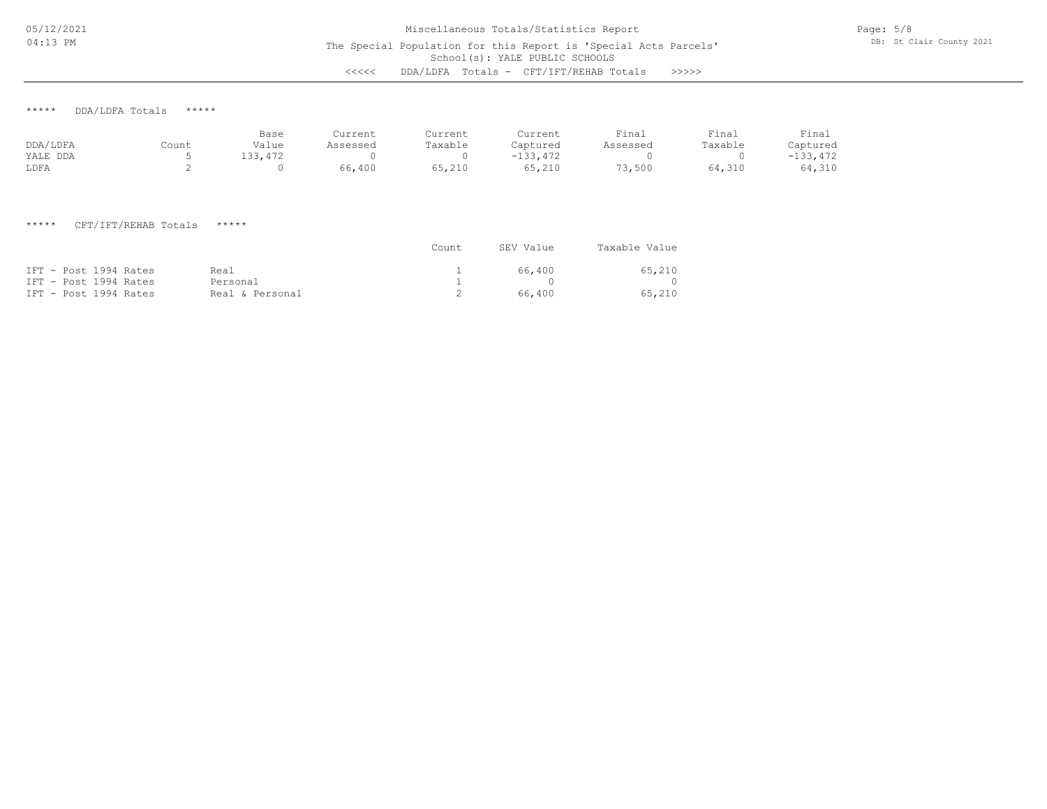# Miscellaneous Totals/Statistics Report

The Special Population for this Report is 'Special Acts Parcels'

School(s): YALE PUBLIC SCHOOLS

<<<<< DDA/LDFA Totals - CFT/IFT/REHAB Totals >>>>>

## ***** DDA/LDFA Totals *****

| DDA/LDFA | Count | Base Value | Current Assessed | Current Taxable | Current Captured | Final Assessed | Final Taxable | Final Captured |
|---|---|---|---|---|---|---|---|---|
| YALE DDA | 5 | 133,472 | 0 | 0 | -133,472 | 0 | 0 | -133,472 |
| LDFA | 2 | 0 | 66,400 | 65,210 | 65,210 | 73,500 | 64,310 | 64,310 |

## ***** CFT/IFT/REHAB Totals *****

| | | Count | SEV Value | Taxable Value |
|---|---|---|---|---|
| IFT - Post 1994 Rates | Real | 1 | 66,400 | 65,210 |
| IFT - Post 1994 Rates | Personal | 1 | 0 | 0 |
| IFT - Post 1994 Rates | Real & Personal | 2 | 66,400 | 65,210 |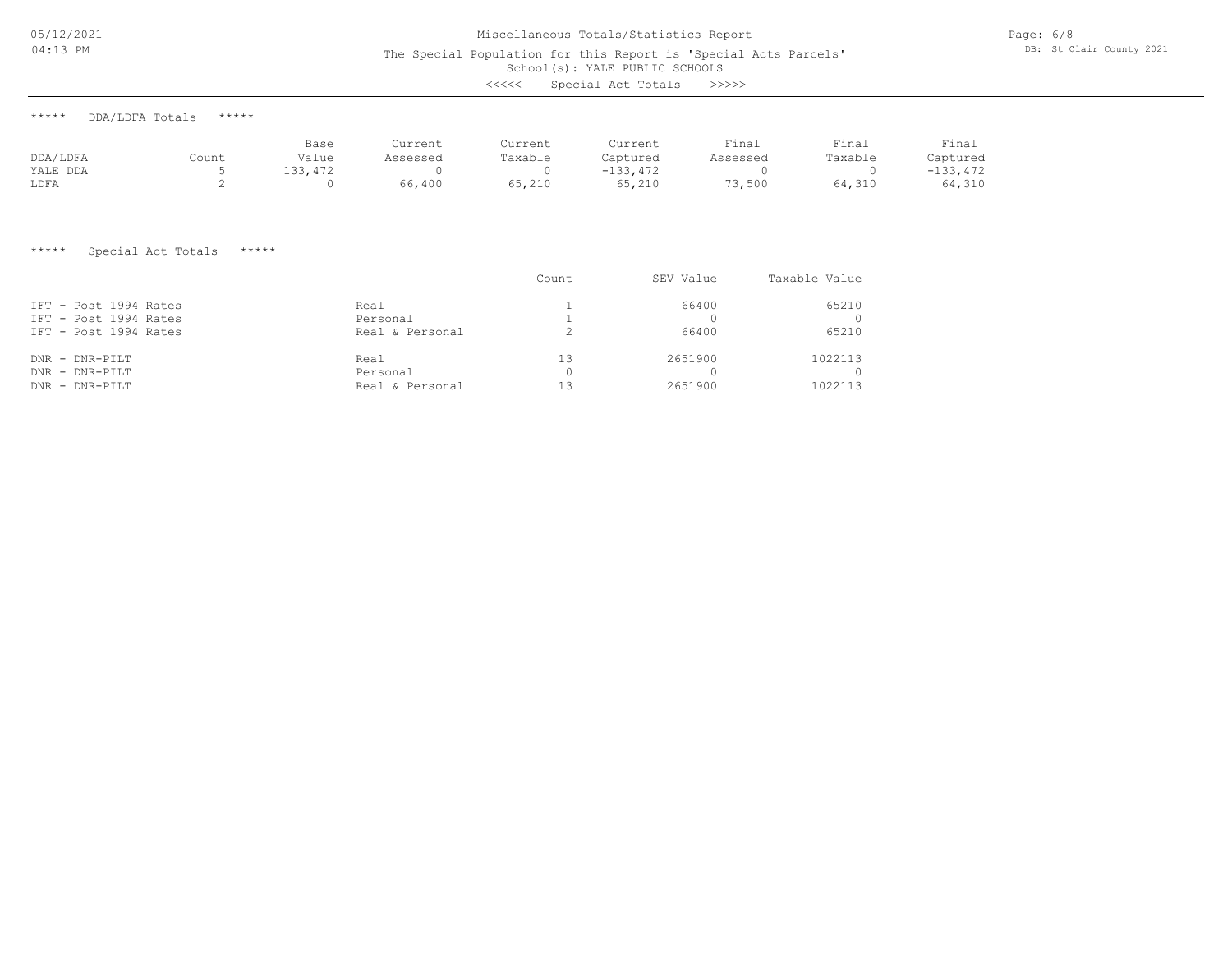Miscellaneous Totals/Statistics Report

The Special Population for this Report is 'Special Acts Parcels'

School(s): YALE PUBLIC SCHOOLS

<<<<< Special Act Totals >>>>>

## ***** DDA/LDFA Totals *****

| DDA/LDFA | Count | Base Value | Current Assessed | Current Taxable | Current Captured | Final Assessed | Final Taxable | Final Captured |
|---|---|---|---|---|---|---|---|---|
| YALE DDA | 5 | 133,472 | 0 | 0 | -133,472 | 0 | 0 | -133,472 |
| LDFA | 2 | 0 | 66,400 | 65,210 | 65,210 | 73,500 | 64,310 | 64,310 |

## ***** Special Act Totals *****

| | | Count | SEV Value | Taxable Value |
|---|---|---|---|---|
| IFT - Post 1994 Rates | Real | 1 | 66400 | 65210 |
| IFT - Post 1994 Rates | Personal | 1 | 0 | 0 |
| IFT - Post 1994 Rates | Real & Personal | 2 | 66400 | 65210 |
| DNR - DNR-PILT | Real | 13 | 2651900 | 1022113 |
| DNR - DNR-PILT | Personal | 0 | 0 | 0 |
| DNR - DNR-PILT | Real & Personal | 13 | 2651900 | 1022113 |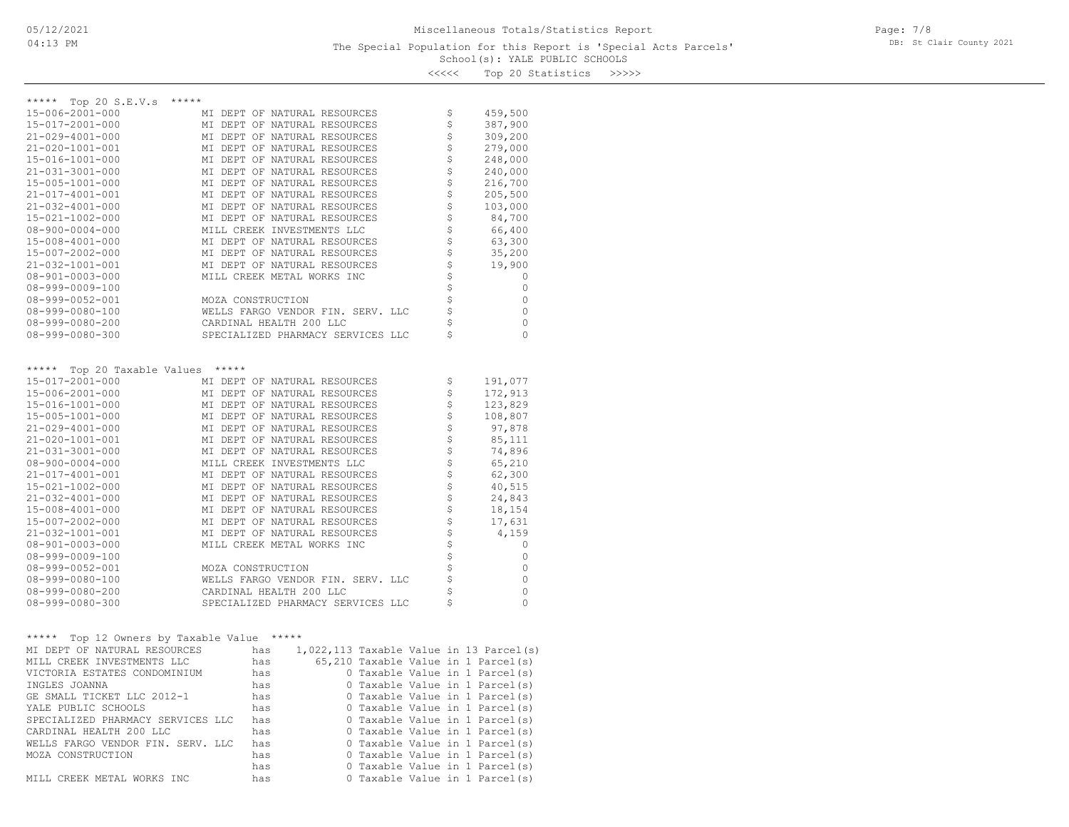Miscellaneous Totals/Statistics Report

The Special Population for this Report is 'Special Acts Parcels'

School(s): YALE PUBLIC SCHOOLS

<<<<< Top 20 Statistics >>>>>

## ***** Top 20 S.E.V.s *****

| Parcel | Owner | | Value |
|---|---|---|---|
| 15-006-2001-000 | MI DEPT OF NATURAL RESOURCES | $ | 459,500 |
| 15-017-2001-000 | MI DEPT OF NATURAL RESOURCES | $ | 387,900 |
| 21-029-4001-000 | MI DEPT OF NATURAL RESOURCES | $ | 309,200 |
| 21-020-1001-001 | MI DEPT OF NATURAL RESOURCES | $ | 279,000 |
| 15-016-1001-000 | MI DEPT OF NATURAL RESOURCES | $ | 248,000 |
| 21-031-3001-000 | MI DEPT OF NATURAL RESOURCES | $ | 240,000 |
| 15-005-1001-000 | MI DEPT OF NATURAL RESOURCES | $ | 216,700 |
| 21-017-4001-001 | MI DEPT OF NATURAL RESOURCES | $ | 205,500 |
| 21-032-4001-000 | MI DEPT OF NATURAL RESOURCES | $ | 103,000 |
| 15-021-1002-000 | MI DEPT OF NATURAL RESOURCES | $ | 84,700 |
| 08-900-0004-000 | MILL CREEK INVESTMENTS LLC | $ | 66,400 |
| 15-008-4001-000 | MI DEPT OF NATURAL RESOURCES | $ | 63,300 |
| 15-007-2002-000 | MI DEPT OF NATURAL RESOURCES | $ | 35,200 |
| 21-032-1001-001 | MI DEPT OF NATURAL RESOURCES | $ | 19,900 |
| 08-901-0003-000 | MILL CREEK METAL WORKS INC | $ | 0 |
| 08-999-0009-100 | | $ | 0 |
| 08-999-0052-001 | MOZA CONSTRUCTION | $ | 0 |
| 08-999-0080-100 | WELLS FARGO VENDOR FIN. SERV. LLC | $ | 0 |
| 08-999-0080-200 | CARDINAL HEALTH 200 LLC | $ | 0 |
| 08-999-0080-300 | SPECIALIZED PHARMACY SERVICES LLC | $ | 0 |

## ***** Top 20 Taxable Values *****

| Parcel | Owner | | Value |
|---|---|---|---|
| 15-017-2001-000 | MI DEPT OF NATURAL RESOURCES | $ | 191,077 |
| 15-006-2001-000 | MI DEPT OF NATURAL RESOURCES | $ | 172,913 |
| 15-016-1001-000 | MI DEPT OF NATURAL RESOURCES | $ | 123,829 |
| 15-005-1001-000 | MI DEPT OF NATURAL RESOURCES | $ | 108,807 |
| 21-029-4001-000 | MI DEPT OF NATURAL RESOURCES | $ | 97,878 |
| 21-020-1001-001 | MI DEPT OF NATURAL RESOURCES | $ | 85,111 |
| 21-031-3001-000 | MI DEPT OF NATURAL RESOURCES | $ | 74,896 |
| 08-900-0004-000 | MILL CREEK INVESTMENTS LLC | $ | 65,210 |
| 21-017-4001-001 | MI DEPT OF NATURAL RESOURCES | $ | 62,300 |
| 15-021-1002-000 | MI DEPT OF NATURAL RESOURCES | $ | 40,515 |
| 21-032-4001-000 | MI DEPT OF NATURAL RESOURCES | $ | 24,843 |
| 15-008-4001-000 | MI DEPT OF NATURAL RESOURCES | $ | 18,154 |
| 15-007-2002-000 | MI DEPT OF NATURAL RESOURCES | $ | 17,631 |
| 21-032-1001-001 | MI DEPT OF NATURAL RESOURCES | $ | 4,159 |
| 08-901-0003-000 | MILL CREEK METAL WORKS INC | $ | 0 |
| 08-999-0009-100 | | $ | 0 |
| 08-999-0052-001 | MOZA CONSTRUCTION | $ | 0 |
| 08-999-0080-100 | WELLS FARGO VENDOR FIN. SERV. LLC | $ | 0 |
| 08-999-0080-200 | CARDINAL HEALTH 200 LLC | $ | 0 |
| 08-999-0080-300 | SPECIALIZED PHARMACY SERVICES LLC | $ | 0 |

## ***** Top 12 Owners by Taxable Value *****

| Owner | | Taxable Value | | Parcels |
|---|---|---|---|---|
| MI DEPT OF NATURAL RESOURCES | has | 1,022,113 | Taxable Value in | 13 Parcel(s) |
| MILL CREEK INVESTMENTS LLC | has | 65,210 | Taxable Value in | 1 Parcel(s) |
| VICTORIA ESTATES CONDOMINIUM | has | 0 | Taxable Value in | 1 Parcel(s) |
| INGLES JOANNA | has | 0 | Taxable Value in | 1 Parcel(s) |
| GE SMALL TICKET LLC 2012-1 | has | 0 | Taxable Value in | 1 Parcel(s) |
| YALE PUBLIC SCHOOLS | has | 0 | Taxable Value in | 1 Parcel(s) |
| SPECIALIZED PHARMACY SERVICES LLC | has | 0 | Taxable Value in | 1 Parcel(s) |
| CARDINAL HEALTH 200 LLC | has | 0 | Taxable Value in | 1 Parcel(s) |
| WELLS FARGO VENDOR FIN. SERV. LLC | has | 0 | Taxable Value in | 1 Parcel(s) |
| MOZA CONSTRUCTION | has | 0 | Taxable Value in | 1 Parcel(s) |
| | has | 0 | Taxable Value in | 1 Parcel(s) |
| MILL CREEK METAL WORKS INC | has | 0 | Taxable Value in | 1 Parcel(s) |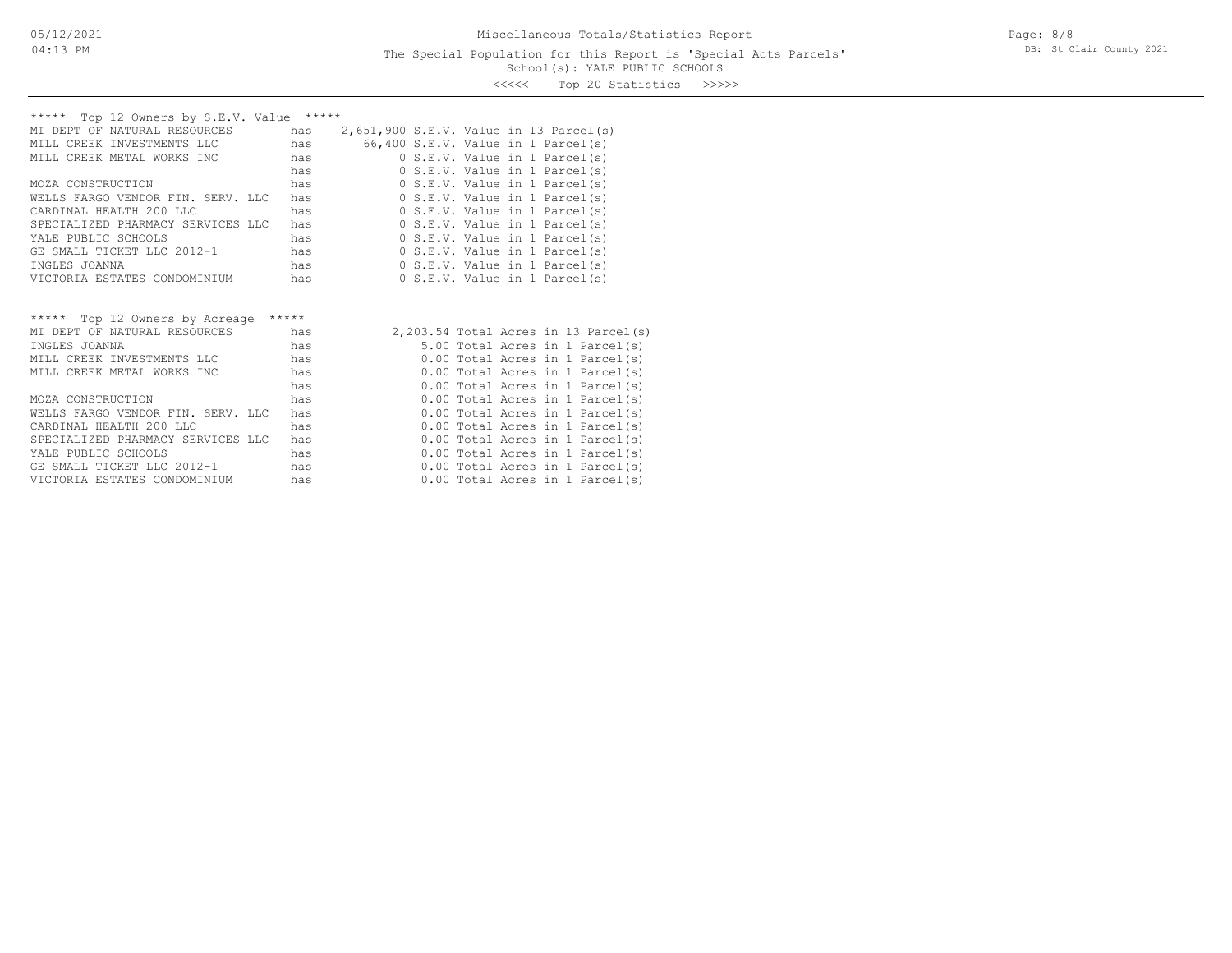Miscellaneous Totals/Statistics Report

The Special Population for this Report is 'Special Acts Parcels'

School(s): YALE PUBLIC SCHOOLS

<<<<< Top 20 Statistics >>>>>

***** Top 12 Owners by S.E.V. Value *****

| | | | |
|---|---|---|---|
| MI DEPT OF NATURAL RESOURCES | has | 2,651,900 | S.E.V. Value in 13 Parcel(s) |
| MILL CREEK INVESTMENTS LLC | has | 66,400 | S.E.V. Value in 1 Parcel(s) |
| MILL CREEK METAL WORKS INC | has | 0 | S.E.V. Value in 1 Parcel(s) |
| | has | 0 | S.E.V. Value in 1 Parcel(s) |
| MOZA CONSTRUCTION | has | 0 | S.E.V. Value in 1 Parcel(s) |
| WELLS FARGO VENDOR FIN. SERV. LLC | has | 0 | S.E.V. Value in 1 Parcel(s) |
| CARDINAL HEALTH 200 LLC | has | 0 | S.E.V. Value in 1 Parcel(s) |
| SPECIALIZED PHARMACY SERVICES LLC | has | 0 | S.E.V. Value in 1 Parcel(s) |
| YALE PUBLIC SCHOOLS | has | 0 | S.E.V. Value in 1 Parcel(s) |
| GE SMALL TICKET LLC 2012-1 | has | 0 | S.E.V. Value in 1 Parcel(s) |
| INGLES JOANNA | has | 0 | S.E.V. Value in 1 Parcel(s) |
| VICTORIA ESTATES CONDOMINIUM | has | 0 | S.E.V. Value in 1 Parcel(s) |

***** Top 12 Owners by Acreage *****

| | | | |
|---|---|---|---|
| MI DEPT OF NATURAL RESOURCES | has | 2,203.54 | Total Acres in 13 Parcel(s) |
| INGLES JOANNA | has | 5.00 | Total Acres in 1 Parcel(s) |
| MILL CREEK INVESTMENTS LLC | has | 0.00 | Total Acres in 1 Parcel(s) |
| MILL CREEK METAL WORKS INC | has | 0.00 | Total Acres in 1 Parcel(s) |
| | has | 0.00 | Total Acres in 1 Parcel(s) |
| MOZA CONSTRUCTION | has | 0.00 | Total Acres in 1 Parcel(s) |
| WELLS FARGO VENDOR FIN. SERV. LLC | has | 0.00 | Total Acres in 1 Parcel(s) |
| CARDINAL HEALTH 200 LLC | has | 0.00 | Total Acres in 1 Parcel(s) |
| SPECIALIZED PHARMACY SERVICES LLC | has | 0.00 | Total Acres in 1 Parcel(s) |
| YALE PUBLIC SCHOOLS | has | 0.00 | Total Acres in 1 Parcel(s) |
| GE SMALL TICKET LLC 2012-1 | has | 0.00 | Total Acres in 1 Parcel(s) |
| VICTORIA ESTATES CONDOMINIUM | has | 0.00 | Total Acres in 1 Parcel(s) |